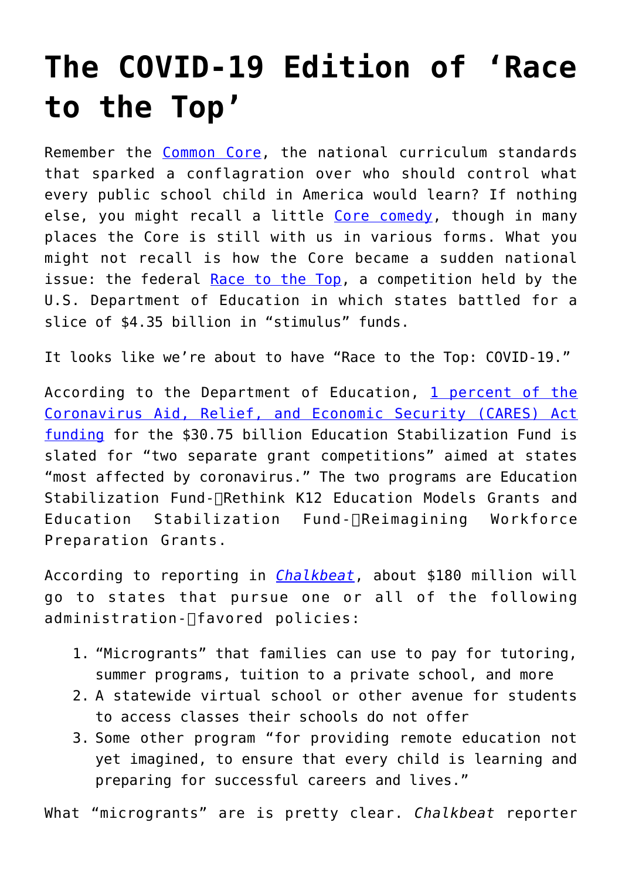# The COVID-19 Edition of 'Race to the Top'

Remember the Common Core, the national curriculum standards that sparked a conflagration over who should control what every public school child in America would learn? If nothing else, you might recall a little Core comedy, though in many places the Core is still with us in various forms. What you might not recall is how the Core became a sudden national issue: the federal Race to the Top, a competition held by the U.S. Department of Education in which states battled for a slice of $4.35 billion in "stimulus" funds.

It looks like we're about to have "Race to the Top: COVID-19."

According to the Department of Education, 1 percent of the Coronavirus Aid, Relief, and Economic Security (CARES) Act funding for the $30.75 billion Education Stabilization Fund is slated for "two separate grant competitions" aimed at states "most affected by coronavirus." The two programs are Education Stabilization Fund-Rethink K12 Education Models Grants and Education Stabilization Fund-Reimagining Workforce Preparation Grants.

According to reporting in *Chalkbeat*, about $180 million will go to states that pursue one or all of the following administration-favored policies:

1. "Microgrants" that families can use to pay for tutoring, summer programs, tuition to a private school, and more
2. A statewide virtual school or other avenue for students to access classes their schools do not offer
3. Some other program "for providing remote education not yet imagined, to ensure that every child is learning and preparing for successful careers and lives."

What "microgrants" are is pretty clear. *Chalkbeat* reporter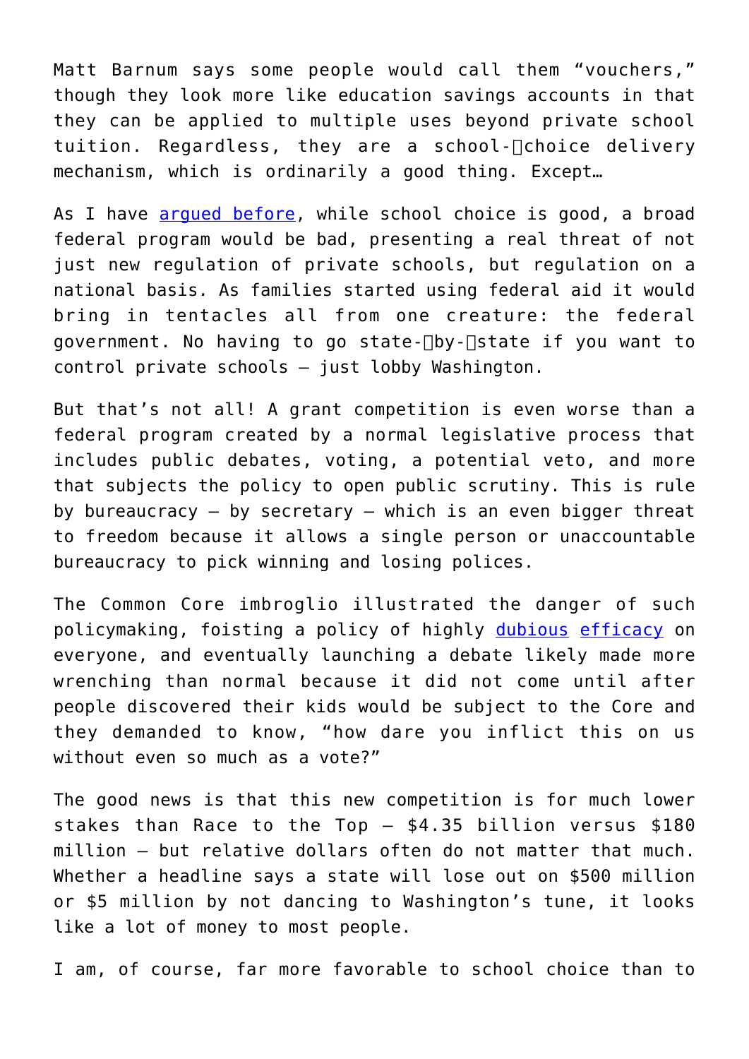Matt Barnum says some people would call them "vouchers," though they look more like education savings accounts in that they can be applied to multiple uses beyond private school tuition. Regardless, they are a school-choice delivery mechanism, which is ordinarily a good thing. Except…

As I have argued before, while school choice is good, a broad federal program would be bad, presenting a real threat of not just new regulation of private schools, but regulation on a national basis. As families started using federal aid it would bring in tentacles all from one creature: the federal government. No having to go state-by-state if you want to control private schools – just lobby Washington.

But that's not all! A grant competition is even worse than a federal program created by a normal legislative process that includes public debates, voting, a potential veto, and more that subjects the policy to open public scrutiny. This is rule by bureaucracy – by secretary – which is an even bigger threat to freedom because it allows a single person or unaccountable bureaucracy to pick winning and losing polices.

The Common Core imbroglio illustrated the danger of such policymaking, foisting a policy of highly dubious efficacy on everyone, and eventually launching a debate likely made more wrenching than normal because it did not come until after people discovered their kids would be subject to the Core and they demanded to know, "how dare you inflict this on us without even so much as a vote?"

The good news is that this new competition is for much lower stakes than Race to the Top – $4.35 billion versus $180 million – but relative dollars often do not matter that much. Whether a headline says a state will lose out on $500 million or $5 million by not dancing to Washington's tune, it looks like a lot of money to most people.

I am, of course, far more favorable to school choice than to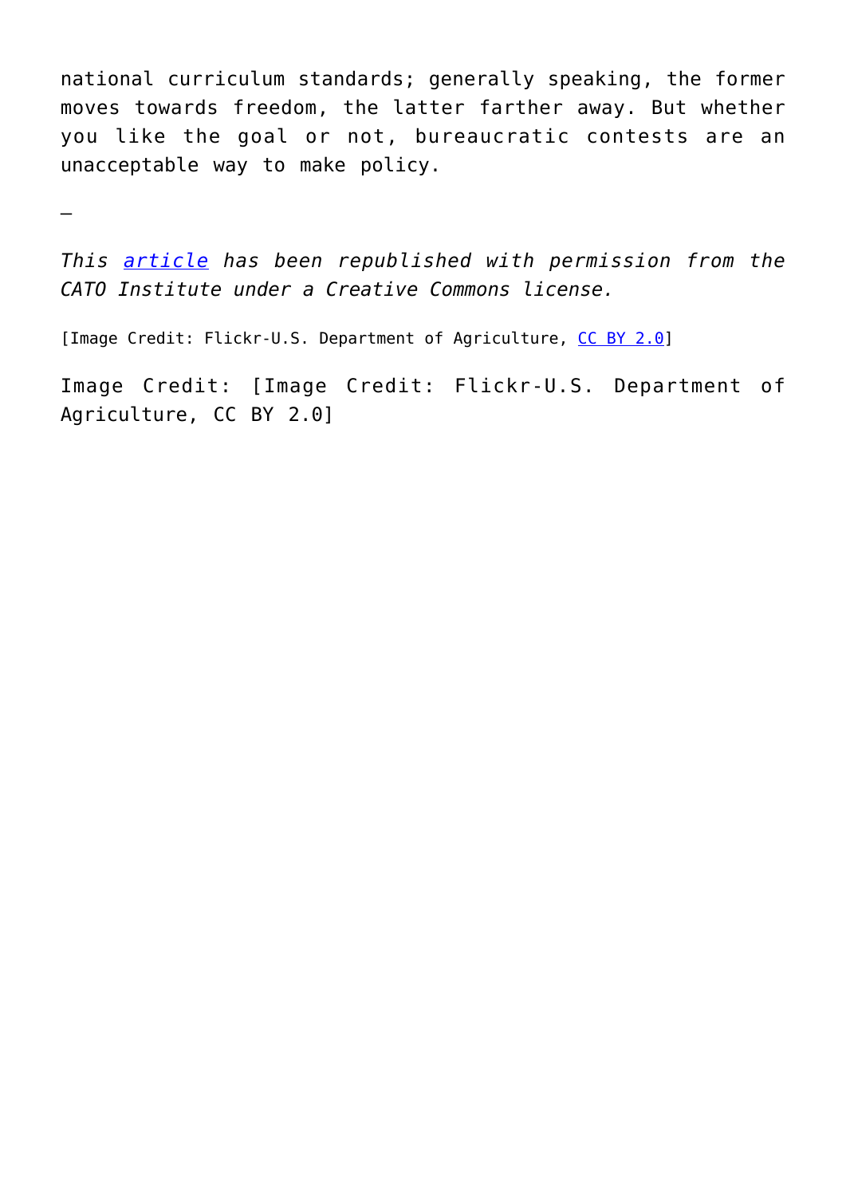national curriculum standards; generally speaking, the former moves towards freedom, the latter farther away. But whether you like the goal or not, bureaucratic contests are an unacceptable way to make policy.

—

*This article has been republished with permission from the CATO Institute under a Creative Commons license.*

[Image Credit: Flickr-U.S. Department of Agriculture, CC BY 2.0]

Image Credit: [Image Credit: Flickr-U.S. Department of Agriculture, CC BY 2.0]